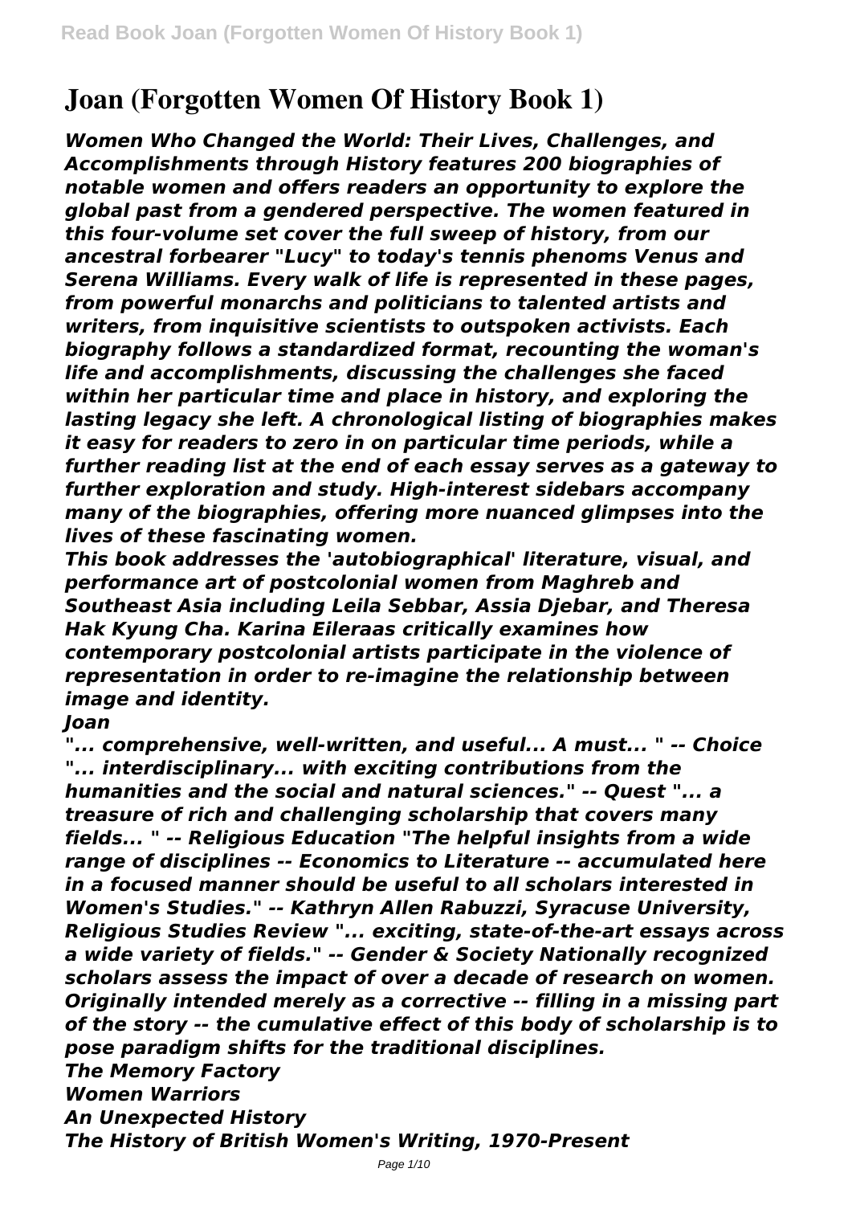# Joan (Forgotten Women Of History Book 1)

*Women Who Changed the World: Their Lives, Challenges, and Accomplishments through History features 200 biographies of notable women and offers readers an opportunity to explore the global past from a gendered perspective. The women featured in this four-volume set cover the full sweep of history, from our ancestral forbearer "Lucy" to today's tennis phenoms Venus and Serena Williams. Every walk of life is represented in these pages, from powerful monarchs and politicians to talented artists and writers, from inquisitive scientists to outspoken activists. Each biography follows a standardized format, recounting the woman's life and accomplishments, discussing the challenges she faced within her particular time and place in history, and exploring the lasting legacy she left. A chronological listing of biographies makes it easy for readers to zero in on particular time periods, while a further reading list at the end of each essay serves as a gateway to further exploration and study. High-interest sidebars accompany many of the biographies, offering more nuanced glimpses into the lives of these fascinating women.*

*This book addresses the 'autobiographical' literature, visual, and performance art of postcolonial women from Maghreb and Southeast Asia including Leila Sebbar, Assia Djebar, and Theresa Hak Kyung Cha. Karina Eileraas critically examines how contemporary postcolonial artists participate in the violence of representation in order to re-imagine the relationship between image and identity.*

*Joan*

*"... comprehensive, well-written, and useful... A must... " -- Choice "... interdisciplinary... with exciting contributions from the humanities and the social and natural sciences." -- Quest "... a treasure of rich and challenging scholarship that covers many fields... " -- Religious Education "The helpful insights from a wide range of disciplines -- Economics to Literature -- accumulated here in a focused manner should be useful to all scholars interested in Women's Studies." -- Kathryn Allen Rabuzzi, Syracuse University, Religious Studies Review "... exciting, state-of-the-art essays across a wide variety of fields." -- Gender & Society Nationally recognized scholars assess the impact of over a decade of research on women. Originally intended merely as a corrective -- filling in a missing part of the story -- the cumulative effect of this body of scholarship is to pose paradigm shifts for the traditional disciplines.*

*The Memory Factory*

*Women Warriors*

*An Unexpected History*

*The History of British Women's Writing, 1970-Present*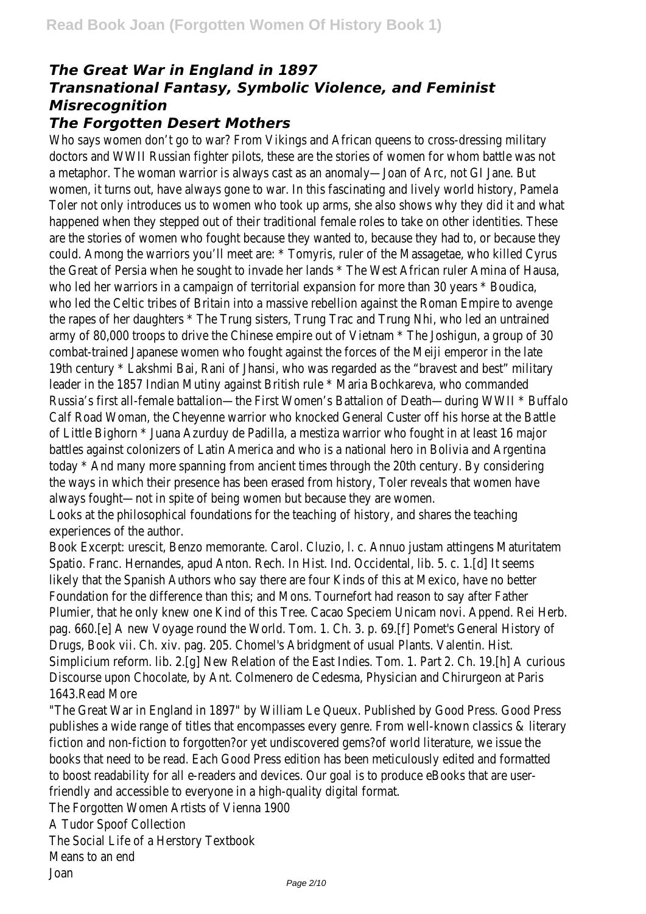## *The Great War in England in 1897*
## *Transnational Fantasy, Symbolic Violence, and Feminist Misrecognition*
## *The Forgotten Desert Mothers*

Who says women don't go to war? From Vikings and African queens to cross-dressing military doctors and WWII Russian fighter pilots, these are the stories of women for whom battle was not a metaphor. The woman warrior is always cast as an anomaly—Joan of Arc, not GI Jane. But women, it turns out, have always gone to war. In this fascinating and lively world history, Pamela Toler not only introduces us to women who took up arms, she also shows why they did it and what happened when they stepped out of their traditional female roles to take on other identities. These are the stories of women who fought because they wanted to, because they had to, or because they could. Among the warriors you'll meet are: * Tomyris, ruler of the Massagetae, who killed Cyrus the Great of Persia when he sought to invade her lands * The West African ruler Amina of Hausa, who led her warriors in a campaign of territorial expansion for more than 30 years * Boudica, who led the Celtic tribes of Britain into a massive rebellion against the Roman Empire to avenge the rapes of her daughters * The Trung sisters, Trung Trac and Trung Nhi, who led an untrained army of 80,000 troops to drive the Chinese empire out of Vietnam * The Joshigun, a group of 30 combat-trained Japanese women who fought against the forces of the Meiji emperor in the late 19th century * Lakshmi Bai, Rani of Jhansi, who was regarded as the "bravest and best" military leader in the 1857 Indian Mutiny against British rule * Maria Bochkareva, who commanded Russia's first all-female battalion—the First Women's Battalion of Death—during WWII * Buffalo Calf Road Woman, the Cheyenne warrior who knocked General Custer off his horse at the Battle of Little Bighorn * Juana Azurduy de Padilla, a mestiza warrior who fought in at least 16 major battles against colonizers of Latin America and who is a national hero in Bolivia and Argentina today * And many more spanning from ancient times through the 20th century. By considering the ways in which their presence has been erased from history, Toler reveals that women have always fought—not in spite of being women but because they are women.

Looks at the philosophical foundations for the teaching of history, and shares the teaching experiences of the author.

Book Excerpt: urescit, Benzo memorante. Carol. Cluzio, l. c. Annuo justam attingens Maturitatem Spatio. Franc. Hernandes, apud Anton. Rech. In Hist. Ind. Occidental, lib. 5. c. 1.[d] It seems likely that the Spanish Authors who say there are four Kinds of this at Mexico, have no better Foundation for the difference than this; and Mons. Tournefort had reason to say after Father Plumier, that he only knew one Kind of this Tree. Cacao Speciem Unicam novi. Append. Rei Herb. pag. 660.[e] A new Voyage round the World. Tom. 1. Ch. 3. p. 69.[f] Pomet's General History of Drugs, Book vii. Ch. xiv. pag. 205. Chomel's Abridgment of usual Plants. Valentin. Hist. Simplicium reform. lib. 2.[g] New Relation of the East Indies. Tom. 1. Part 2. Ch. 19.[h] A curious Discourse upon Chocolate, by Ant. Colmenero de Cedesma, Physician and Chirurgeon at Paris 1643.Read More

"The Great War in England in 1897" by William Le Queux. Published by Good Press. Good Press publishes a wide range of titles that encompasses every genre. From well-known classics & literary fiction and non-fiction to forgotten?or yet undiscovered gems?of world literature, we issue the books that need to be read. Each Good Press edition has been meticulously edited and formatted to boost readability for all e-readers and devices. Our goal is to produce eBooks that are user-friendly and accessible to everyone in a high-quality digital format.

The Forgotten Women Artists of Vienna 1900

A Tudor Spoof Collection

The Social Life of a Herstory Textbook

Means to an end

Joan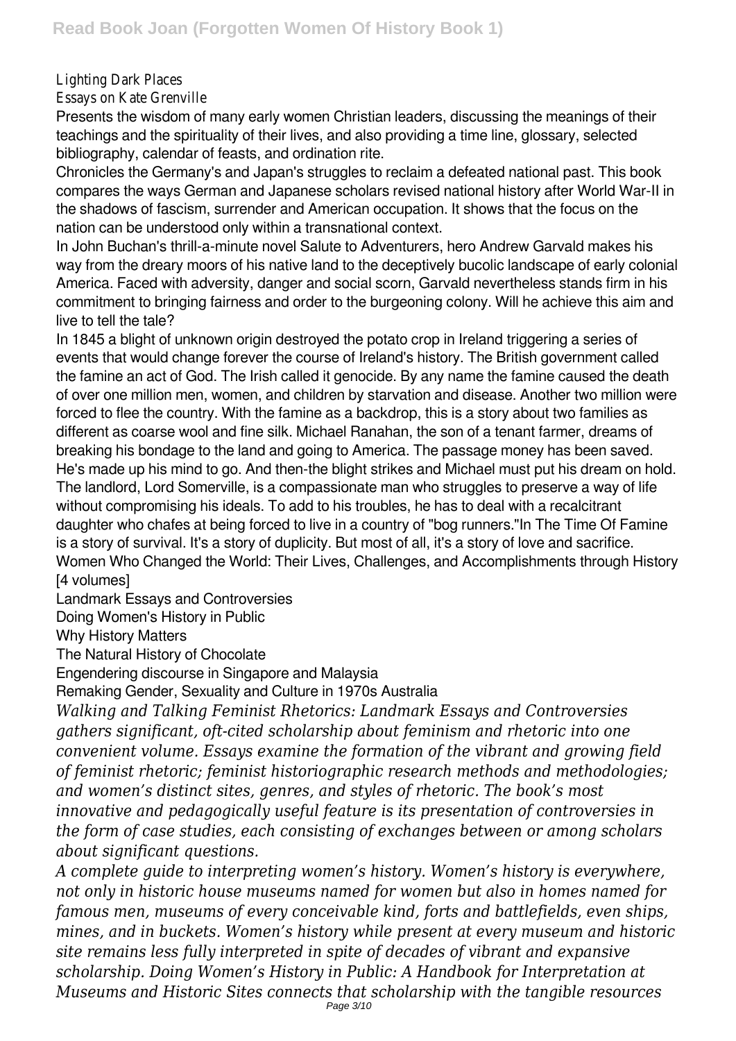Lighting Dark Places

Essays on Kate Grenville

Presents the wisdom of many early women Christian leaders, discussing the meanings of their teachings and the spirituality of their lives, and also providing a time line, glossary, selected bibliography, calendar of feasts, and ordination rite.

Chronicles the Germany's and Japan's struggles to reclaim a defeated national past. This book compares the ways German and Japanese scholars revised national history after World War-II in the shadows of fascism, surrender and American occupation. It shows that the focus on the nation can be understood only within a transnational context.

In John Buchan's thrill-a-minute novel Salute to Adventurers, hero Andrew Garvald makes his way from the dreary moors of his native land to the deceptively bucolic landscape of early colonial America. Faced with adversity, danger and social scorn, Garvald nevertheless stands firm in his commitment to bringing fairness and order to the burgeoning colony. Will he achieve this aim and live to tell the tale?

In 1845 a blight of unknown origin destroyed the potato crop in Ireland triggering a series of events that would change forever the course of Ireland's history. The British government called the famine an act of God. The Irish called it genocide. By any name the famine caused the death of over one million men, women, and children by starvation and disease. Another two million were forced to flee the country. With the famine as a backdrop, this is a story about two families as different as coarse wool and fine silk. Michael Ranahan, the son of a tenant farmer, dreams of breaking his bondage to the land and going to America. The passage money has been saved. He's made up his mind to go. And then-the blight strikes and Michael must put his dream on hold. The landlord, Lord Somerville, is a compassionate man who struggles to preserve a way of life without compromising his ideals. To add to his troubles, he has to deal with a recalcitrant daughter who chafes at being forced to live in a country of "bog runners."In The Time Of Famine is a story of survival. It's a story of duplicity. But most of all, it's a story of love and sacrifice.

Women Who Changed the World: Their Lives, Challenges, and Accomplishments through History [4 volumes]

Landmark Essays and Controversies

Doing Women's History in Public

Why History Matters

The Natural History of Chocolate

Engendering discourse in Singapore and Malaysia

Remaking Gender, Sexuality and Culture in 1970s Australia

*Walking and Talking Feminist Rhetorics: Landmark Essays and Controversies gathers significant, oft-cited scholarship about feminism and rhetoric into one convenient volume. Essays examine the formation of the vibrant and growing field of feminist rhetoric; feminist historiographic research methods and methodologies; and women's distinct sites, genres, and styles of rhetoric. The book's most innovative and pedagogically useful feature is its presentation of controversies in the form of case studies, each consisting of exchanges between or among scholars about significant questions.*

*A complete guide to interpreting women's history. Women's history is everywhere, not only in historic house museums named for women but also in homes named for famous men, museums of every conceivable kind, forts and battlefields, even ships, mines, and in buckets. Women's history while present at every museum and historic site remains less fully interpreted in spite of decades of vibrant and expansive scholarship. Doing Women's History in Public: A Handbook for Interpretation at Museums and Historic Sites connects that scholarship with the tangible resources*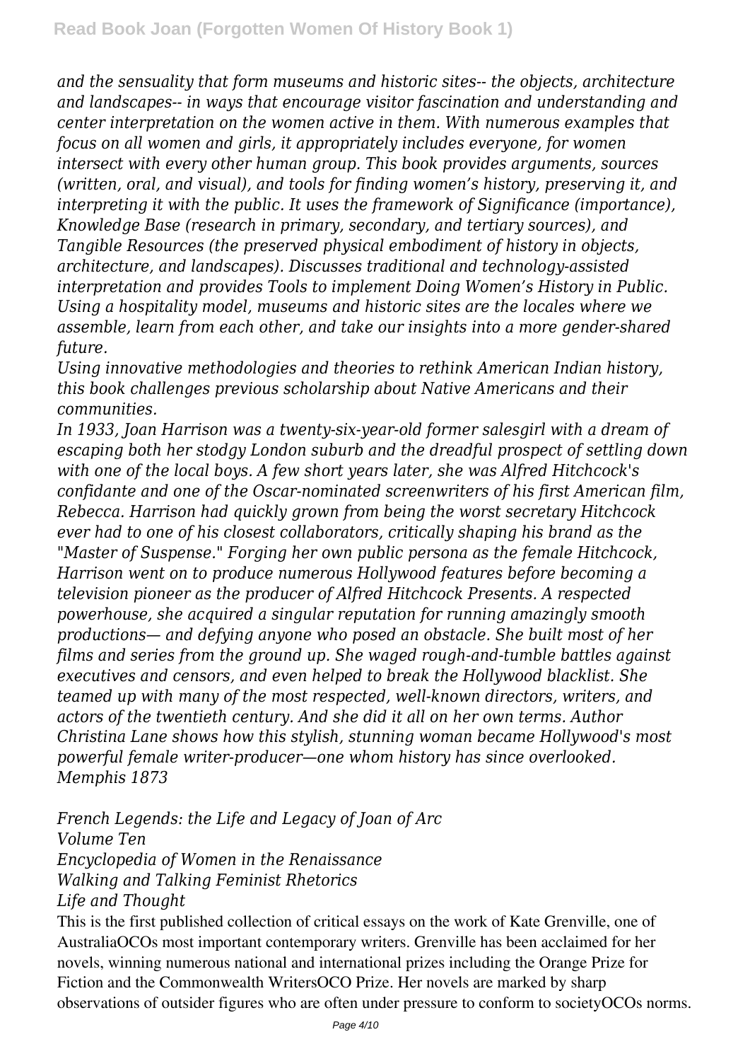*and the sensuality that form museums and historic sites-- the objects, architecture and landscapes-- in ways that encourage visitor fascination and understanding and center interpretation on the women active in them. With numerous examples that focus on all women and girls, it appropriately includes everyone, for women intersect with every other human group. This book provides arguments, sources (written, oral, and visual), and tools for finding women's history, preserving it, and interpreting it with the public. It uses the framework of Significance (importance), Knowledge Base (research in primary, secondary, and tertiary sources), and Tangible Resources (the preserved physical embodiment of history in objects, architecture, and landscapes). Discusses traditional and technology-assisted interpretation and provides Tools to implement Doing Women's History in Public. Using a hospitality model, museums and historic sites are the locales where we assemble, learn from each other, and take our insights into a more gender-shared future.*

*Using innovative methodologies and theories to rethink American Indian history, this book challenges previous scholarship about Native Americans and their communities.*

*In 1933, Joan Harrison was a twenty-six-year-old former salesgirl with a dream of escaping both her stodgy London suburb and the dreadful prospect of settling down with one of the local boys. A few short years later, she was Alfred Hitchcock's confidante and one of the Oscar-nominated screenwriters of his first American film, Rebecca. Harrison had quickly grown from being the worst secretary Hitchcock ever had to one of his closest collaborators, critically shaping his brand as the "Master of Suspense." Forging her own public persona as the female Hitchcock, Harrison went on to produce numerous Hollywood features before becoming a television pioneer as the producer of Alfred Hitchcock Presents. A respected powerhouse, she acquired a singular reputation for running amazingly smooth productions— and defying anyone who posed an obstacle. She built most of her films and series from the ground up. She waged rough-and-tumble battles against executives and censors, and even helped to break the Hollywood blacklist. She teamed up with many of the most respected, well-known directors, writers, and actors of the twentieth century. And she did it all on her own terms. Author Christina Lane shows how this stylish, stunning woman became Hollywood's most powerful female writer-producer—one whom history has since overlooked.*

*Memphis 1873*

*French Legends: the Life and Legacy of Joan of Arc*
*Volume Ten*
*Encyclopedia of Women in the Renaissance*
*Walking and Talking Feminist Rhetorics*
*Life and Thought*

This is the first published collection of critical essays on the work of Kate Grenville, one of AustraliaOCOs most important contemporary writers. Grenville has been acclaimed for her novels, winning numerous national and international prizes including the Orange Prize for Fiction and the Commonwealth WritersOCO Prize. Her novels are marked by sharp observations of outsider figures who are often under pressure to conform to societyOCOs norms.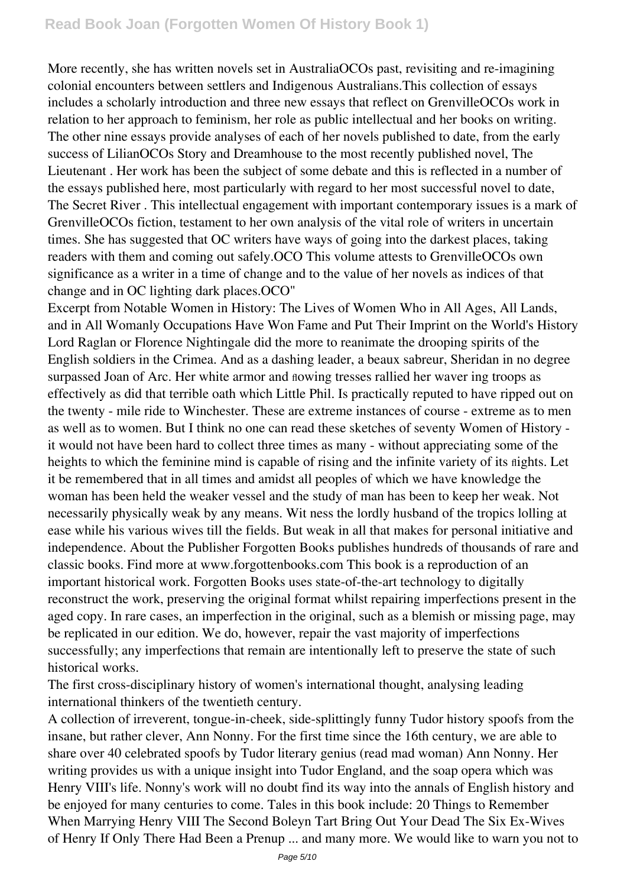More recently, she has written novels set in AustraliaOCOs past, revisiting and re-imagining colonial encounters between settlers and Indigenous Australians.This collection of essays includes a scholarly introduction and three new essays that reflect on GrenvilleOCOs work in relation to her approach to feminism, her role as public intellectual and her books on writing. The other nine essays provide analyses of each of her novels published to date, from the early success of LilianOCOs Story and Dreamhouse to the most recently published novel, The Lieutenant . Her work has been the subject of some debate and this is reflected in a number of the essays published here, most particularly with regard to her most successful novel to date, The Secret River . This intellectual engagement with important contemporary issues is a mark of GrenvilleOCOs fiction, testament to her own analysis of the vital role of writers in uncertain times. She has suggested that OC writers have ways of going into the darkest places, taking readers with them and coming out safely.OCO This volume attests to GrenvilleOCOs own significance as a writer in a time of change and to the value of her novels as indices of that change and in OC lighting dark places.OCO"

Excerpt from Notable Women in History: The Lives of Women Who in All Ages, All Lands, and in All Womanly Occupations Have Won Fame and Put Their Imprint on the World's History Lord Raglan or Florence Nightingale did the more to reanimate the drooping spirits of the English soldiers in the Crimea. And as a dashing leader, a beaux sabreur, Sheridan in no degree surpassed Joan of Arc. Her white armor and flowing tresses rallied her waver ing troops as effectively as did that terrible oath which Little Phil. Is practically reputed to have ripped out on the twenty - mile ride to Winchester. These are extreme instances of course - extreme as to men as well as to women. But I think no one can read these sketches of seventy Women of History - it would not have been hard to collect three times as many - without appreciating some of the heights to which the feminine mind is capable of rising and the infinite variety of its flights. Let it be remembered that in all times and amidst all peoples of which we have knowledge the woman has been held the weaker vessel and the study of man has been to keep her weak. Not necessarily physically weak by any means. Wit ness the lordly husband of the tropics lolling at ease while his various wives till the fields. But weak in all that makes for personal initiative and independence. About the Publisher Forgotten Books publishes hundreds of thousands of rare and classic books. Find more at www.forgottenbooks.com This book is a reproduction of an important historical work. Forgotten Books uses state-of-the-art technology to digitally reconstruct the work, preserving the original format whilst repairing imperfections present in the aged copy. In rare cases, an imperfection in the original, such as a blemish or missing page, may be replicated in our edition. We do, however, repair the vast majority of imperfections successfully; any imperfections that remain are intentionally left to preserve the state of such historical works.

The first cross-disciplinary history of women's international thought, analysing leading international thinkers of the twentieth century.

A collection of irreverent, tongue-in-cheek, side-splittingly funny Tudor history spoofs from the insane, but rather clever, Ann Nonny. For the first time since the 16th century, we are able to share over 40 celebrated spoofs by Tudor literary genius (read mad woman) Ann Nonny. Her writing provides us with a unique insight into Tudor England, and the soap opera which was Henry VIII's life. Nonny's work will no doubt find its way into the annals of English history and be enjoyed for many centuries to come. Tales in this book include: 20 Things to Remember When Marrying Henry VIII The Second Boleyn Tart Bring Out Your Dead The Six Ex-Wives of Henry If Only There Had Been a Prenup ... and many more. We would like to warn you not to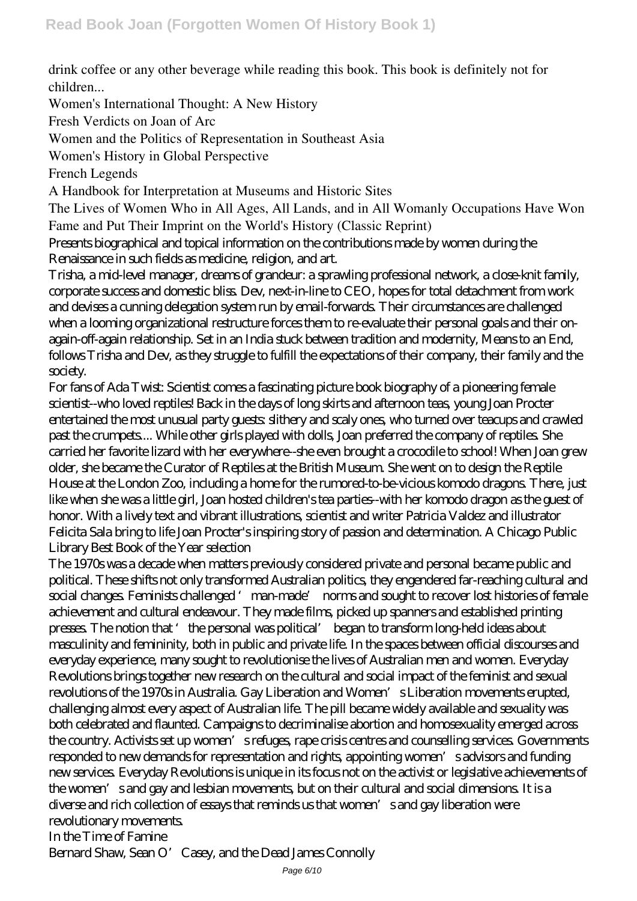drink coffee or any other beverage while reading this book. This book is definitely not for children...

Women's International Thought: A New History

Fresh Verdicts on Joan of Arc

Women and the Politics of Representation in Southeast Asia

Women's History in Global Perspective

French Legends

A Handbook for Interpretation at Museums and Historic Sites

The Lives of Women Who in All Ages, All Lands, and in All Womanly Occupations Have Won Fame and Put Their Imprint on the World's History (Classic Reprint)

Presents biographical and topical information on the contributions made by women during the Renaissance in such fields as medicine, religion, and art.

Trisha, a mid-level manager, dreams of grandeur: a sprawling professional network, a close-knit family, corporate success and domestic bliss. Dev, next-in-line to CEO, hopes for total detachment from work and devises a cunning delegation system run by email-forwards. Their circumstances are challenged when a looming organizational restructure forces them to re-evaluate their personal goals and their on-again-off-again relationship. Set in an India stuck between tradition and modernity, Means to an End, follows Trisha and Dev, as they struggle to fulfill the expectations of their company, their family and the society.

For fans of Ada Twist: Scientist comes a fascinating picture book biography of a pioneering female scientist--who loved reptiles! Back in the days of long skirts and afternoon teas, young Joan Procter entertained the most unusual party guests: slithery and scaly ones, who turned over teacups and crawled past the crumpets.... While other girls played with dolls, Joan preferred the company of reptiles. She carried her favorite lizard with her everywhere--she even brought a crocodile to school! When Joan grew older, she became the Curator of Reptiles at the British Museum. She went on to design the Reptile House at the London Zoo, including a home for the rumored-to-be-vicious komodo dragons. There, just like when she was a little girl, Joan hosted children's tea parties--with her komodo dragon as the guest of honor. With a lively text and vibrant illustrations, scientist and writer Patricia Valdez and illustrator Felicita Sala bring to life Joan Procter's inspiring story of passion and determination. A Chicago Public Library Best Book of the Year selection

The 1970s was a decade when matters previously considered private and personal became public and political. These shifts not only transformed Australian politics, they engendered far-reaching cultural and social changes. Feminists challenged 'man-made' norms and sought to recover lost histories of female achievement and cultural endeavour. They made films, picked up spanners and established printing presses. The notion that 'the personal was political' began to transform long-held ideas about masculinity and femininity, both in public and private life. In the spaces between official discourses and everyday experience, many sought to revolutionise the lives of Australian men and women. Everyday Revolutions brings together new research on the cultural and social impact of the feminist and sexual revolutions of the 1970s in Australia. Gay Liberation and Women's Liberation movements erupted, challenging almost every aspect of Australian life. The pill became widely available and sexuality was both celebrated and flaunted. Campaigns to decriminalise abortion and homosexuality emerged across the country. Activists set up women's refuges, rape crisis centres and counselling services. Governments responded to new demands for representation and rights, appointing women's advisors and funding new services. Everyday Revolutions is unique in its focus not on the activist or legislative achievements of the women's and gay and lesbian movements, but on their cultural and social dimensions. It is a diverse and rich collection of essays that reminds us that women's and gay liberation were revolutionary movements.

In the Time of Famine

Bernard Shaw, Sean O'Casey, and the Dead James Connolly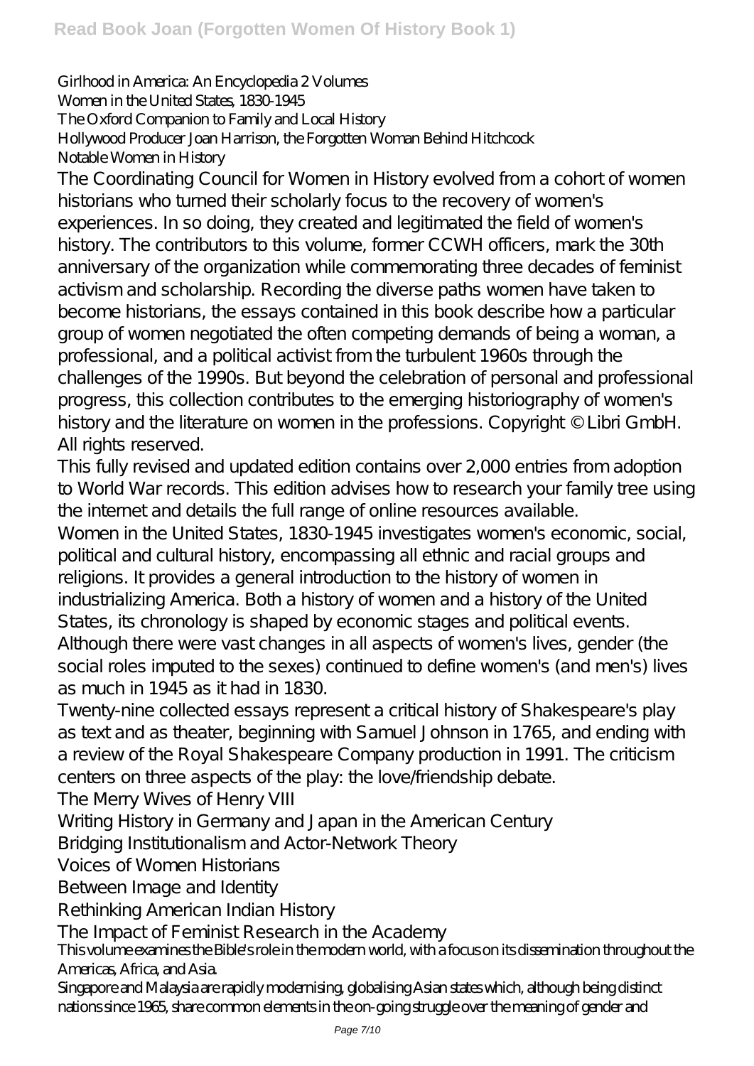Girlhood in America: An Encyclopedia 2 Volumes
Women in the United States, 1830-1945
The Oxford Companion to Family and Local History
Hollywood Producer Joan Harrison, the Forgotten Woman Behind Hitchcock
Notable Women in History

The Coordinating Council for Women in History evolved from a cohort of women historians who turned their scholarly focus to the recovery of women's experiences. In so doing, they created and legitimated the field of women's history. The contributors to this volume, former CCWH officers, mark the 30th anniversary of the organization while commemorating three decades of feminist activism and scholarship. Recording the diverse paths women have taken to become historians, the essays contained in this book describe how a particular group of women negotiated the often competing demands of being a woman, a professional, and a political activist from the turbulent 1960s through the challenges of the 1990s. But beyond the celebration of personal and professional progress, this collection contributes to the emerging historiography of women's history and the literature on women in the professions. Copyright © Libri GmbH. All rights reserved.

This fully revised and updated edition contains over 2,000 entries from adoption to World War records. This edition advises how to research your family tree using the internet and details the full range of online resources available.

Women in the United States, 1830-1945 investigates women's economic, social, political and cultural history, encompassing all ethnic and racial groups and religions. It provides a general introduction to the history of women in industrializing America. Both a history of women and a history of the United States, its chronology is shaped by economic stages and political events. Although there were vast changes in all aspects of women's lives, gender (the social roles imputed to the sexes) continued to define women's (and men's) lives as much in 1945 as it had in 1830.

Twenty-nine collected essays represent a critical history of Shakespeare's play as text and as theater, beginning with Samuel Johnson in 1765, and ending with a review of the Royal Shakespeare Company production in 1991. The criticism centers on three aspects of the play: the love/friendship debate.

The Merry Wives of Henry VIII
Writing History in Germany and Japan in the American Century
Bridging Institutionalism and Actor-Network Theory
Voices of Women Historians
Between Image and Identity
Rethinking American Indian History
The Impact of Feminist Research in the Academy

This volume examines the Bible's role in the modern world, with a focus on its dissemination throughout the Americas, Africa, and Asia.

Singapore and Malaysia are rapidly modernising, globalising Asian states which, although being distinct nations since 1965, share common elements in the on-going struggle over the meaning of gender and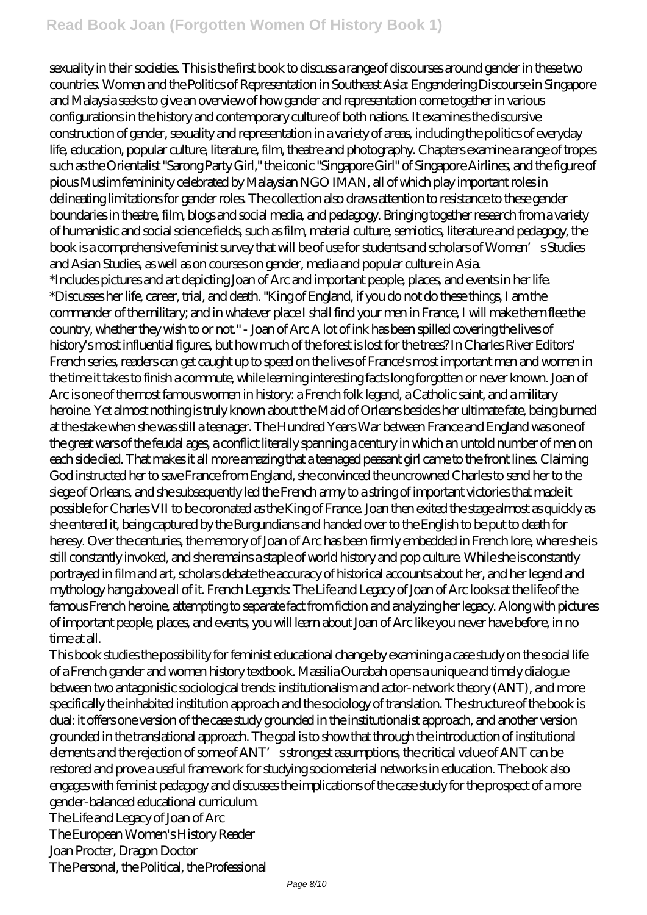sexuality in their societies. This is the first book to discuss a range of discourses around gender in these two countries. Women and the Politics of Representation in Southeast Asia: Engendering Discourse in Singapore and Malaysia seeks to give an overview of how gender and representation come together in various configurations in the history and contemporary culture of both nations. It examines the discursive construction of gender, sexuality and representation in a variety of areas, including the politics of everyday life, education, popular culture, literature, film, theatre and photography. Chapters examine a range of tropes such as the Orientalist "Sarong Party Girl," the iconic "Singapore Girl" of Singapore Airlines, and the figure of pious Muslim femininity celebrated by Malaysian NGO IMAN, all of which play important roles in delineating limitations for gender roles. The collection also draws attention to resistance to these gender boundaries in theatre, film, blogs and social media, and pedagogy. Bringing together research from a variety of humanistic and social science fields, such as film, material culture, semiotics, literature and pedagogy, the book is a comprehensive feminist survey that will be of use for students and scholars of Women's Studies and Asian Studies, as well as on courses on gender, media and popular culture in Asia.

*Includes pictures and art depicting Joan of Arc and important people, places, and events in her life.
*Discusses her life, career, trial, and death. "King of England, if you do not do these things, I am the commander of the military; and in whatever place I shall find your men in France, I will make them flee the country, whether they wish to or not." - Joan of Arc A lot of ink has been spilled covering the lives of history's most influential figures, but how much of the forest is lost for the trees? In Charles River Editors' French series, readers can get caught up to speed on the lives of France's most important men and women in the time it takes to finish a commute, while learning interesting facts long forgotten or never known. Joan of Arc is one of the most famous women in history: a French folk legend, a Catholic saint, and a military heroine. Yet almost nothing is truly known about the Maid of Orleans besides her ultimate fate, being burned at the stake when she was still a teenager. The Hundred Years War between France and England was one of the great wars of the feudal ages, a conflict literally spanning a century in which an untold number of men on each side died. That makes it all more amazing that a teenaged peasant girl came to the front lines. Claiming God instructed her to save France from England, she convinced the uncrowned Charles to send her to the siege of Orleans, and she subsequently led the French army to a string of important victories that made it possible for Charles VII to be coronated as the King of France. Joan then exited the stage almost as quickly as she entered it, being captured by the Burgundians and handed over to the English to be put to death for heresy. Over the centuries, the memory of Joan of Arc has been firmly embedded in French lore, where she is still constantly invoked, and she remains a staple of world history and pop culture. While she is constantly portrayed in film and art, scholars debate the accuracy of historical accounts about her, and her legend and mythology hang above all of it. French Legends: The Life and Legacy of Joan of Arc looks at the life of the famous French heroine, attempting to separate fact from fiction and analyzing her legacy. Along with pictures of important people, places, and events, you will learn about Joan of Arc like you never have before, in no time at all.

This book studies the possibility for feminist educational change by examining a case study on the social life of a French gender and women history textbook. Massilia Ourabah opens a unique and timely dialogue between two antagonistic sociological trends: institutionalism and actor-network theory (ANT), and more specifically the inhabited institution approach and the sociology of translation. The structure of the book is dual: it offers one version of the case study grounded in the institutionalist approach, and another version grounded in the translational approach. The goal is to show that through the introduction of institutional elements and the rejection of some of ANT's strongest assumptions, the critical value of ANT can be restored and prove a useful framework for studying sociomaterial networks in education. The book also engages with feminist pedagogy and discusses the implications of the case study for the prospect of a more gender-balanced educational curriculum.

The Life and Legacy of Joan of Arc
The European Women's History Reader
Joan Procter, Dragon Doctor
The Personal, the Political, the Professional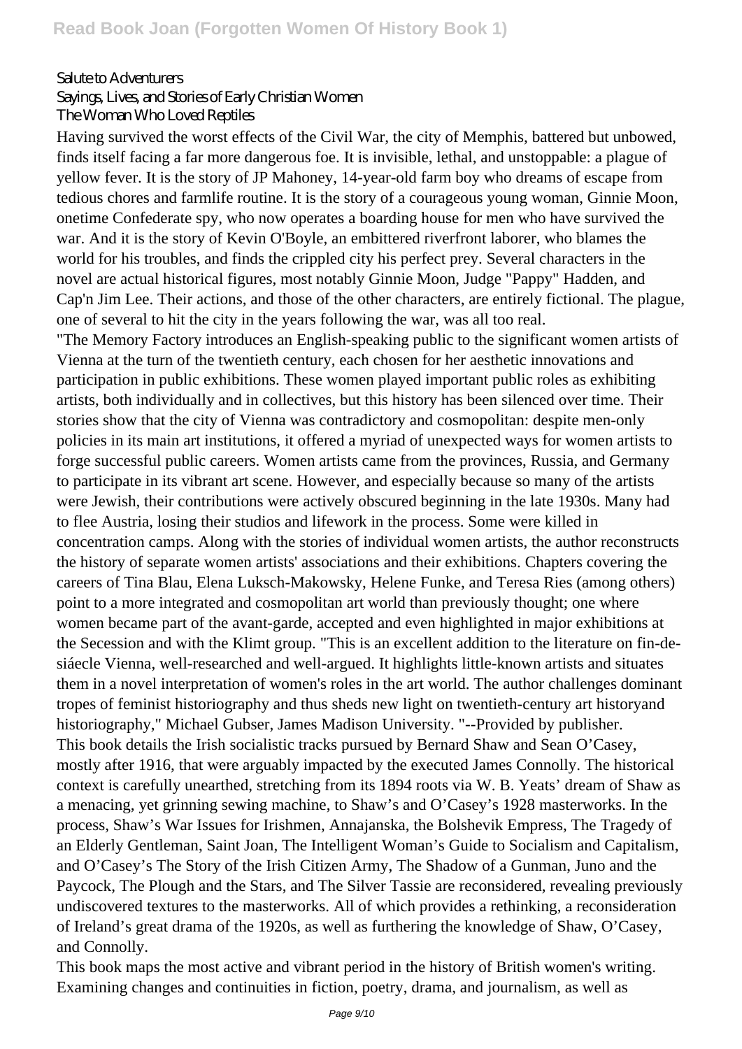Salute to Adventurers
Sayings, Lives, and Stories of Early Christian Women
The Woman Who Loved Reptiles

Having survived the worst effects of the Civil War, the city of Memphis, battered but unbowed, finds itself facing a far more dangerous foe. It is invisible, lethal, and unstoppable: a plague of yellow fever. It is the story of JP Mahoney, 14-year-old farm boy who dreams of escape from tedious chores and farmlife routine. It is the story of a courageous young woman, Ginnie Moon, onetime Confederate spy, who now operates a boarding house for men who have survived the war. And it is the story of Kevin O'Boyle, an embittered riverfront laborer, who blames the world for his troubles, and finds the crippled city his perfect prey. Several characters in the novel are actual historical figures, most notably Ginnie Moon, Judge "Pappy" Hadden, and Cap'n Jim Lee. Their actions, and those of the other characters, are entirely fictional. The plague, one of several to hit the city in the years following the war, was all too real.

"The Memory Factory introduces an English-speaking public to the significant women artists of Vienna at the turn of the twentieth century, each chosen for her aesthetic innovations and participation in public exhibitions. These women played important public roles as exhibiting artists, both individually and in collectives, but this history has been silenced over time. Their stories show that the city of Vienna was contradictory and cosmopolitan: despite men-only policies in its main art institutions, it offered a myriad of unexpected ways for women artists to forge successful public careers. Women artists came from the provinces, Russia, and Germany to participate in its vibrant art scene. However, and especially because so many of the artists were Jewish, their contributions were actively obscured beginning in the late 1930s. Many had to flee Austria, losing their studios and lifework in the process. Some were killed in concentration camps. Along with the stories of individual women artists, the author reconstructs the history of separate women artists' associations and their exhibitions. Chapters covering the careers of Tina Blau, Elena Luksch-Makowsky, Helene Funke, and Teresa Ries (among others) point to a more integrated and cosmopolitan art world than previously thought; one where women became part of the avant-garde, accepted and even highlighted in major exhibitions at the Secession and with the Klimt group. "This is an excellent addition to the literature on fin-de-siáecle Vienna, well-researched and well-argued. It highlights little-known artists and situates them in a novel interpretation of women's roles in the art world. The author challenges dominant tropes of feminist historiography and thus sheds new light on twentieth-century art historyand historiography," Michael Gubser, James Madison University. "--Provided by publisher.

This book details the Irish socialistic tracks pursued by Bernard Shaw and Sean O'Casey, mostly after 1916, that were arguably impacted by the executed James Connolly. The historical context is carefully unearthed, stretching from its 1894 roots via W. B. Yeats' dream of Shaw as a menacing, yet grinning sewing machine, to Shaw's and O'Casey's 1928 masterworks. In the process, Shaw's War Issues for Irishmen, Annajanska, the Bolshevik Empress, The Tragedy of an Elderly Gentleman, Saint Joan, The Intelligent Woman's Guide to Socialism and Capitalism, and O'Casey's The Story of the Irish Citizen Army, The Shadow of a Gunman, Juno and the Paycock, The Plough and the Stars, and The Silver Tassie are reconsidered, revealing previously undiscovered textures to the masterworks. All of which provides a rethinking, a reconsideration of Ireland's great drama of the 1920s, as well as furthering the knowledge of Shaw, O'Casey, and Connolly.

This book maps the most active and vibrant period in the history of British women's writing. Examining changes and continuities in fiction, poetry, drama, and journalism, as well as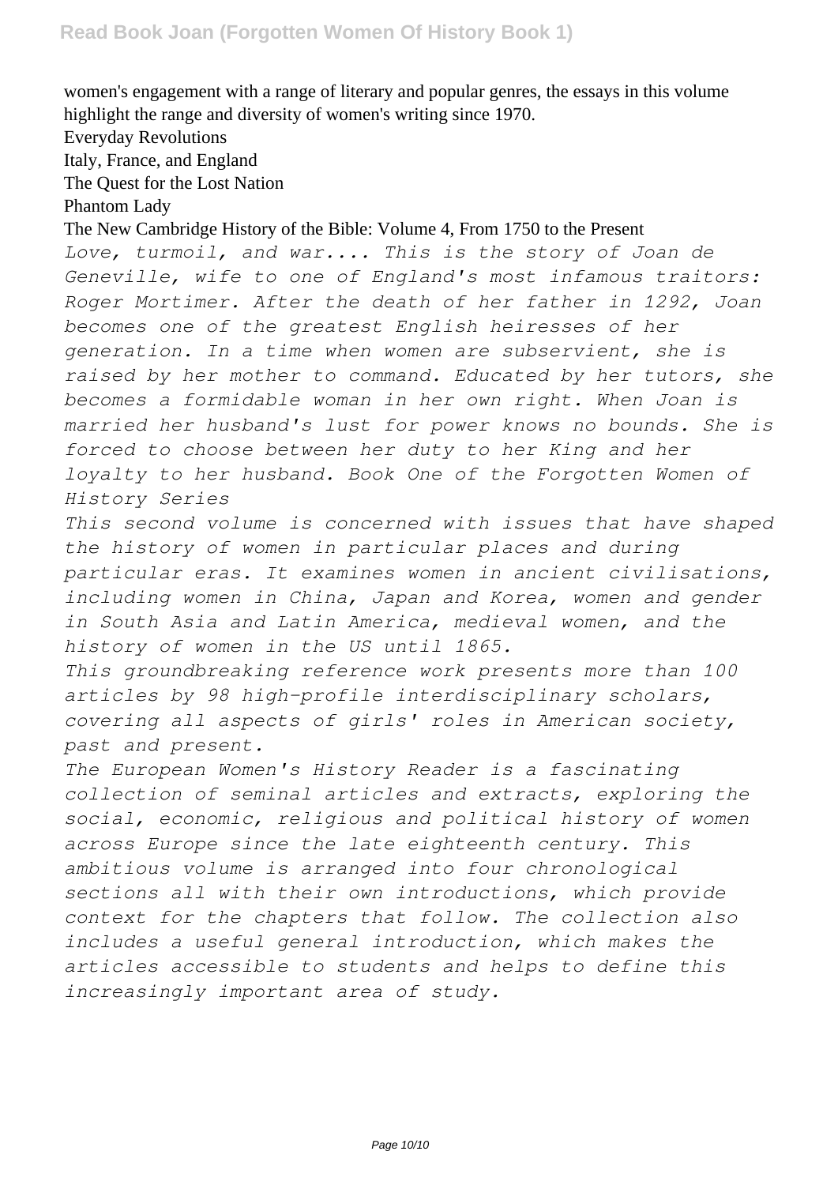women's engagement with a range of literary and popular genres, the essays in this volume highlight the range and diversity of women's writing since 1970.

Everyday Revolutions

Italy, France, and England

The Quest for the Lost Nation

Phantom Lady

The New Cambridge History of the Bible: Volume 4, From 1750 to the Present

*Love, turmoil, and war.... This is the story of Joan de Geneville, wife to one of England's most infamous traitors: Roger Mortimer. After the death of her father in 1292, Joan becomes one of the greatest English heiresses of her generation. In a time when women are subservient, she is raised by her mother to command. Educated by her tutors, she becomes a formidable woman in her own right. When Joan is married her husband's lust for power knows no bounds. She is forced to choose between her duty to her King and her loyalty to her husband. Book One of the Forgotten Women of History Series*

*This second volume is concerned with issues that have shaped the history of women in particular places and during particular eras. It examines women in ancient civilisations, including women in China, Japan and Korea, women and gender in South Asia and Latin America, medieval women, and the history of women in the US until 1865.*

*This groundbreaking reference work presents more than 100 articles by 98 high-profile interdisciplinary scholars, covering all aspects of girls' roles in American society, past and present.*

*The European Women's History Reader is a fascinating collection of seminal articles and extracts, exploring the social, economic, religious and political history of women across Europe since the late eighteenth century. This ambitious volume is arranged into four chronological sections all with their own introductions, which provide context for the chapters that follow. The collection also includes a useful general introduction, which makes the articles accessible to students and helps to define this increasingly important area of study.*